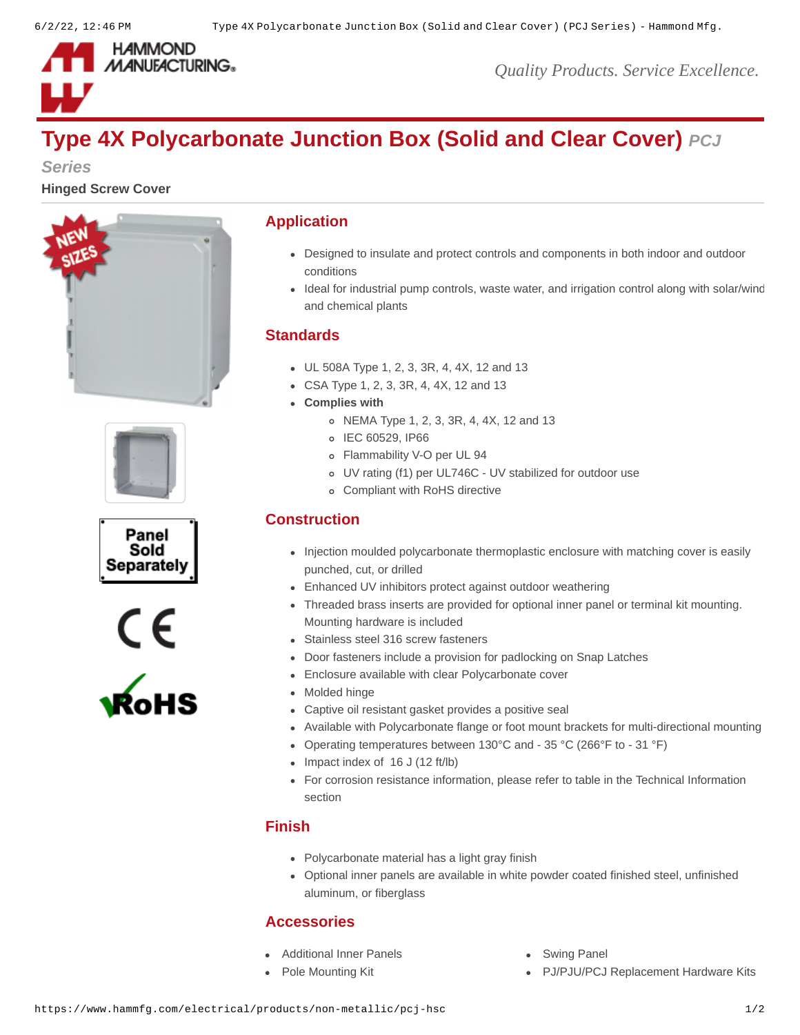# Type 4X Polycarbonate Junction Box (Solid and Clear Cover) *PCJ Series*

**Hinged Screw Cover**

## Application

- Designed to insulate and protect controls and components in both indoor and outdoor conditions
- Ideal for industrial pump controls, waste water, and irrigation control along with solar/wind and chemical plants

## Standards

- UL 508A Type 1, 2, 3, 3R, 4, 4X, 12 and 13
- CSA Type 1, 2, 3, 3R, 4, 4X, 12 and 13
- **Complies with**
  - NEMA Type 1, 2, 3, 3R, 4, 4X, 12 and 13
  - IEC 60529, IP66
  - Flammability V-O per UL 94
  - UV rating (f1) per UL746C - UV stabilized for outdoor use
  - Compliant with RoHS directive

## Construction

- Injection moulded polycarbonate thermoplastic enclosure with matching cover is easily punched, cut, or drilled
- Enhanced UV inhibitors protect against outdoor weathering
- Threaded brass inserts are provided for optional inner panel or terminal kit mounting. Mounting hardware is included
- Stainless steel 316 screw fasteners
- Door fasteners include a provision for padlocking on Snap Latches
- Enclosure available with clear Polycarbonate cover
- Molded hinge
- Captive oil resistant gasket provides a positive seal
- Available with Polycarbonate flange or foot mount brackets for multi-directional mounting
- Operating temperatures between 130°C and - 35 °C (266°F to - 31 °F)
- Impact index of 16 J (12 ft/lb)
- For corrosion resistance information, please refer to table in the Technical Information section

## Finish

- Polycarbonate material has a light gray finish
- Optional inner panels are available in white powder coated finished steel, unfinished aluminum, or fiberglass

## Accessories

- Additional Inner Panels
- Pole Mounting Kit
- Swing Panel
- PJ/PJU/PCJ Replacement Hardware Kits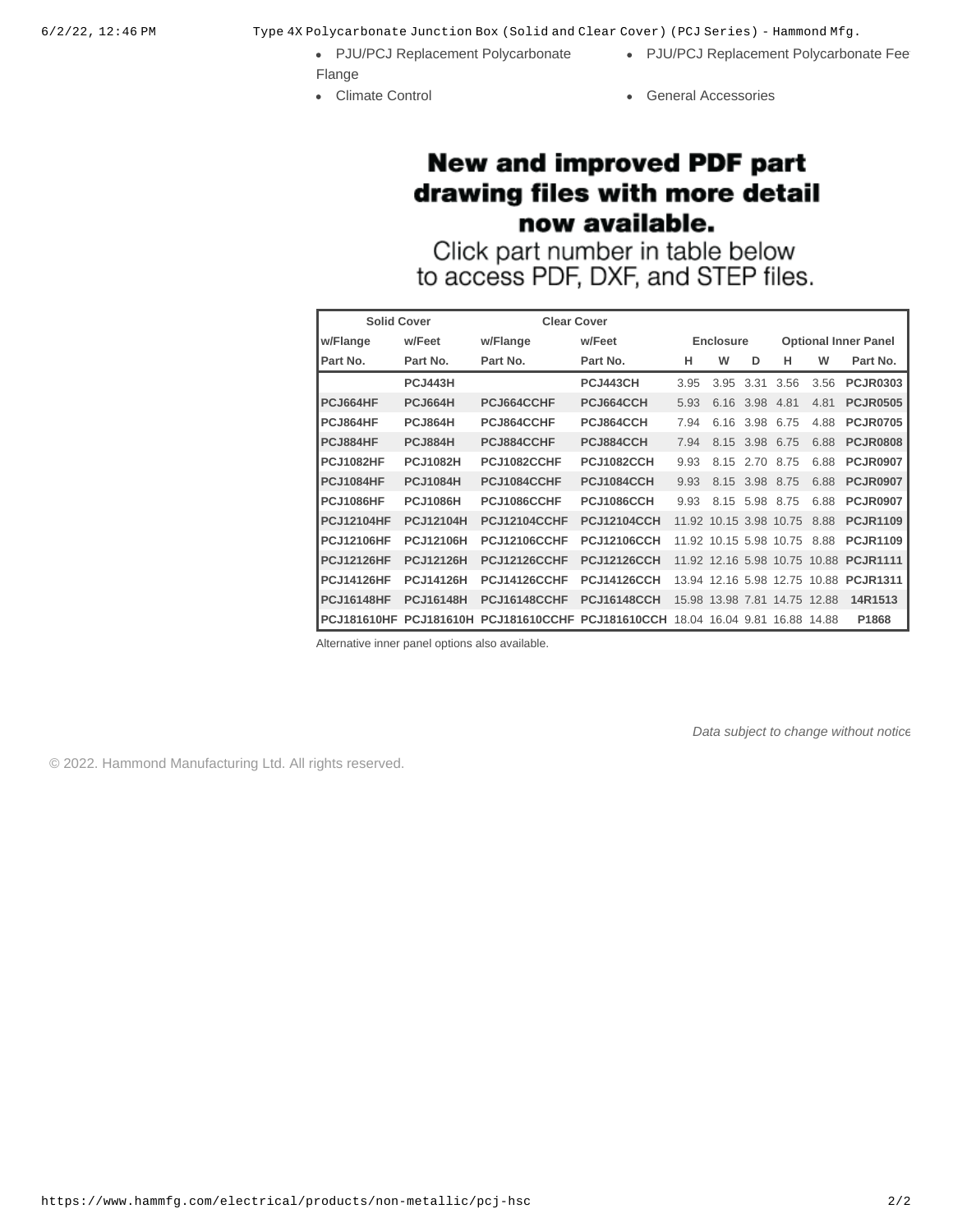- PJU/PCJ Replacement Polycarbonate Flange
- PJU/PCJ Replacement Polycarbonate Feet
- Climate Control
- General Accessories

**New and improved PDF part drawing files with more detail now available.**

Click part number in table below to access PDF, DXF, and STEP files.

| Solid Cover | | Clear Cover | | | | | | | |
|---|---|---|---|---|---|---|---|---|---|
| w/Flange | w/Feet | w/Flange | w/Feet | Enclosure | | | Optional Inner Panel | | |
| Part No. | Part No. | Part No. | Part No. | H | W | D | H | W | Part No. |
| | PCJ443H | | PCJ443CH | 3.95 | 3.95 | 3.31 | 3.56 | 3.56 | PCJR0303 |
| PCJ664HF | PCJ664H | PCJ664CCHF | PCJ664CCH | 5.93 | 6.16 | 3.98 | 4.81 | 4.81 | PCJR0505 |
| PCJ864HF | PCJ864H | PCJ864CCHF | PCJ864CCH | 7.94 | 6.16 | 3.98 | 6.75 | 4.88 | PCJR0705 |
| PCJ884HF | PCJ884H | PCJ884CCHF | PCJ884CCH | 7.94 | 8.15 | 3.98 | 6.75 | 6.88 | PCJR0808 |
| PCJ1082HF | PCJ1082H | PCJ1082CCHF | PCJ1082CCH | 9.93 | 8.15 | 2.70 | 8.75 | 6.88 | PCJR0907 |
| PCJ1084HF | PCJ1084H | PCJ1084CCHF | PCJ1084CCH | 9.93 | 8.15 | 3.98 | 8.75 | 6.88 | PCJR0907 |
| PCJ1086HF | PCJ1086H | PCJ1086CCHF | PCJ1086CCH | 9.93 | 8.15 | 5.98 | 8.75 | 6.88 | PCJR0907 |
| PCJ12104HF | PCJ12104H | PCJ12104CCHF | PCJ12104CCH | 11.92 | 10.15 | 3.98 | 10.75 | 8.88 | PCJR1109 |
| PCJ12106HF | PCJ12106H | PCJ12106CCHF | PCJ12106CCH | 11.92 | 10.15 | 5.98 | 10.75 | 8.88 | PCJR1109 |
| PCJ12126HF | PCJ12126H | PCJ12126CCHF | PCJ12126CCH | 11.92 | 12.16 | 5.98 | 10.75 | 10.88 | PCJR1111 |
| PCJ14126HF | PCJ14126H | PCJ14126CCHF | PCJ14126CCH | 13.94 | 12.16 | 5.98 | 12.75 | 10.88 | PCJR1311 |
| PCJ16148HF | PCJ16148H | PCJ16148CCHF | PCJ16148CCH | 15.98 | 13.98 | 7.81 | 14.75 | 12.88 | 14R1513 |
| PCJ181610HF | PCJ181610H | PCJ181610CCHF | PCJ181610CCH | 18.04 | 16.04 | 9.81 | 16.88 | 14.88 | P1868 |

Alternative inner panel options also available.

*Data subject to change without notice*

© 2022. Hammond Manufacturing Ltd. All rights reserved.